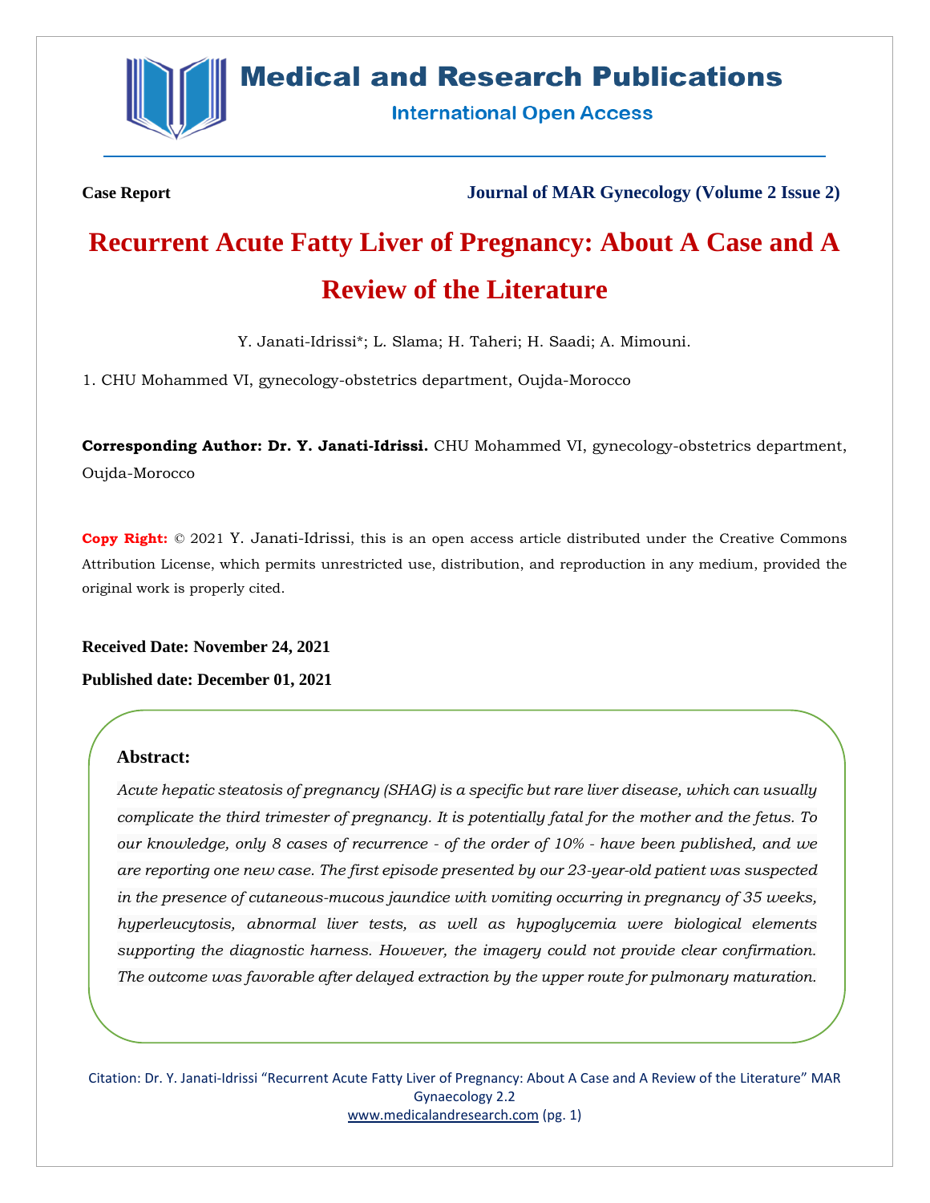**Case Report**

**Journal of MAR Gynecology (Volume 2 Issue 2)**

# Recurrent Acute Fatty Liver of Pregnancy: About A Case and A Review of the Literature

Y. Janati-Idrissi*; L. Slama; H. Taheri; H. Saadi; A. Mimouni.

1. CHU Mohammed VI, gynecology-obstetrics department, Oujda-Morocco

**Corresponding Author: Dr. Y. Janati-Idrissi.** CHU Mohammed VI, gynecology-obstetrics department, Oujda-Morocco

**Copy Right:** © 2021 Y. Janati-Idrissi, this is an open access article distributed under the Creative Commons Attribution License, which permits unrestricted use, distribution, and reproduction in any medium, provided the original work is properly cited.

**Received Date: November 24, 2021**

**Published date: December 01, 2021**

### Abstract:

*Acute hepatic steatosis of pregnancy (SHAG) is a specific but rare liver disease, which can usually complicate the third trimester of pregnancy. It is potentially fatal for the mother and the fetus. To our knowledge, only 8 cases of recurrence - of the order of 10% - have been published, and we are reporting one new case. The first episode presented by our 23-year-old patient was suspected in the presence of cutaneous-mucous jaundice with vomiting occurring in pregnancy of 35 weeks, hyperleucytosis, abnormal liver tests, as well as hypoglycemia were biological elements supporting the diagnostic harness. However, the imagery could not provide clear confirmation. The outcome was favorable after delayed extraction by the upper route for pulmonary maturation.*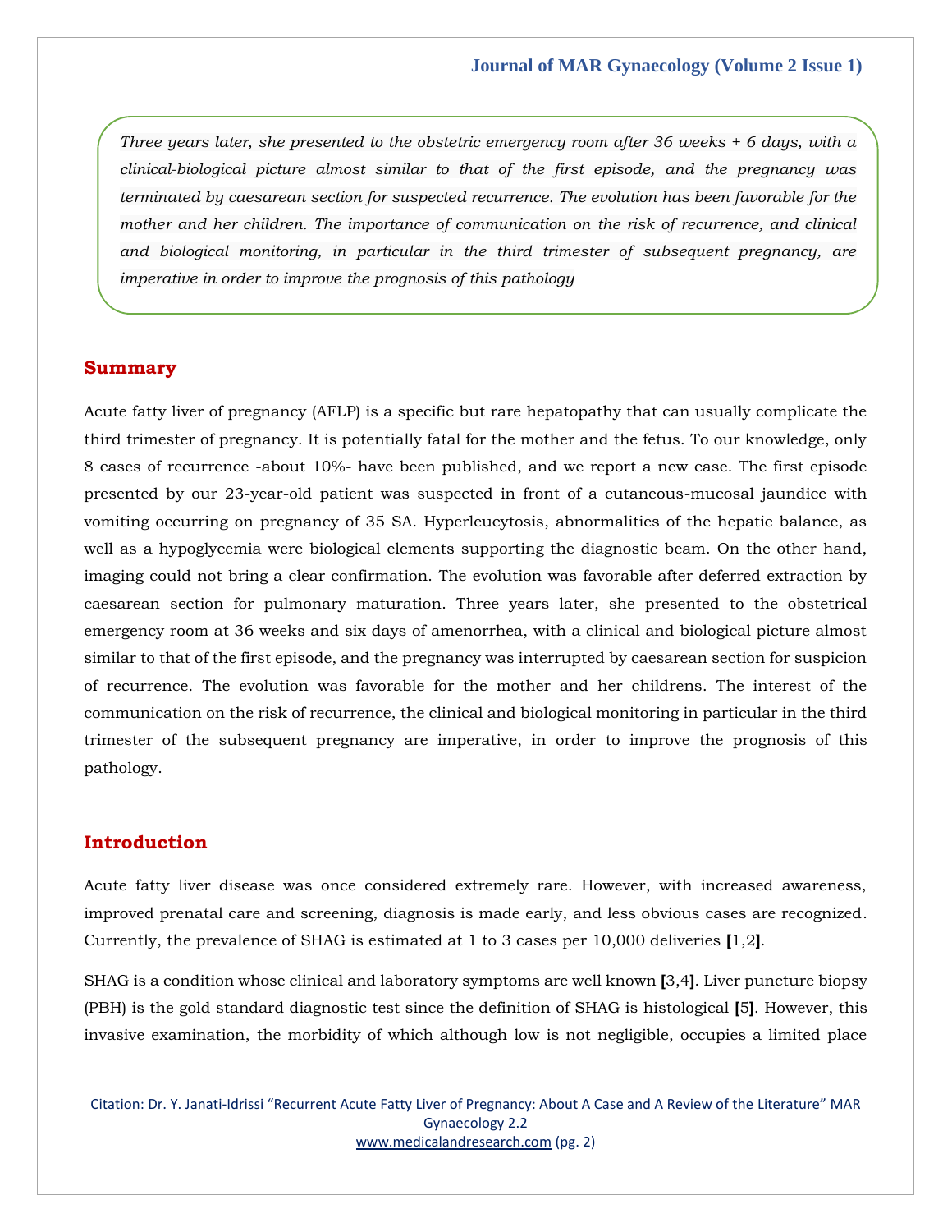*Three years later, she presented to the obstetric emergency room after 36 weeks + 6 days, with a clinical-biological picture almost similar to that of the first episode, and the pregnancy was terminated by caesarean section for suspected recurrence. The evolution has been favorable for the mother and her children. The importance of communication on the risk of recurrence, and clinical and biological monitoring, in particular in the third trimester of subsequent pregnancy, are imperative in order to improve the prognosis of this pathology*

## Summary

Acute fatty liver of pregnancy (AFLP) is a specific but rare hepatopathy that can usually complicate the third trimester of pregnancy. It is potentially fatal for the mother and the fetus. To our knowledge, only 8 cases of recurrence -about 10%- have been published, and we report a new case. The first episode presented by our 23-year-old patient was suspected in front of a cutaneous-mucosal jaundice with vomiting occurring on pregnancy of 35 SA. Hyperleucytosis, abnormalities of the hepatic balance, as well as a hypoglycemia were biological elements supporting the diagnostic beam. On the other hand, imaging could not bring a clear confirmation. The evolution was favorable after deferred extraction by caesarean section for pulmonary maturation. Three years later, she presented to the obstetrical emergency room at 36 weeks and six days of amenorrhea, with a clinical and biological picture almost similar to that of the first episode, and the pregnancy was interrupted by caesarean section for suspicion of recurrence. The evolution was favorable for the mother and her childrens. The interest of the communication on the risk of recurrence, the clinical and biological monitoring in particular in the third trimester of the subsequent pregnancy are imperative, in order to improve the prognosis of this pathology.

## Introduction

Acute fatty liver disease was once considered extremely rare. However, with increased awareness, improved prenatal care and screening, diagnosis is made early, and less obvious cases are recognized. Currently, the prevalence of SHAG is estimated at 1 to 3 cases per 10,000 deliveries [1,2].

SHAG is a condition whose clinical and laboratory symptoms are well known [3,4]. Liver puncture biopsy (PBH) is the gold standard diagnostic test since the definition of SHAG is histological [5]. However, this invasive examination, the morbidity of which although low is not negligible, occupies a limited place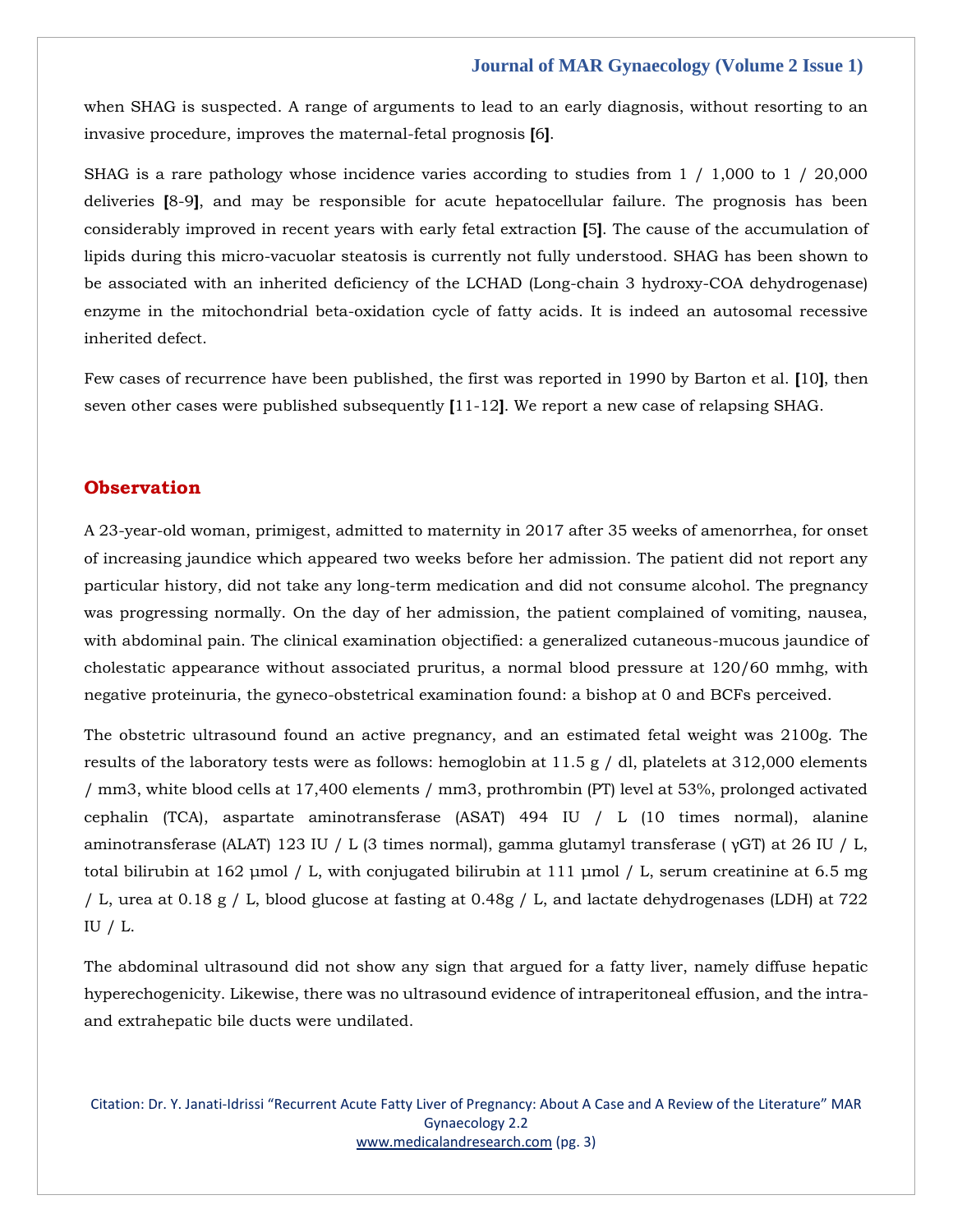when SHAG is suspected. A range of arguments to lead to an early diagnosis, without resorting to an invasive procedure, improves the maternal-fetal prognosis [6].

SHAG is a rare pathology whose incidence varies according to studies from 1 / 1,000 to 1 / 20,000 deliveries [8-9], and may be responsible for acute hepatocellular failure. The prognosis has been considerably improved in recent years with early fetal extraction [5]. The cause of the accumulation of lipids during this micro-vacuolar steatosis is currently not fully understood. SHAG has been shown to be associated with an inherited deficiency of the LCHAD (Long-chain 3 hydroxy-COA dehydrogenase) enzyme in the mitochondrial beta-oxidation cycle of fatty acids. It is indeed an autosomal recessive inherited defect.

Few cases of recurrence have been published, the first was reported in 1990 by Barton et al. [10], then seven other cases were published subsequently [11-12]. We report a new case of relapsing SHAG.

## Observation

A 23-year-old woman, primigest, admitted to maternity in 2017 after 35 weeks of amenorrhea, for onset of increasing jaundice which appeared two weeks before her admission. The patient did not report any particular history, did not take any long-term medication and did not consume alcohol. The pregnancy was progressing normally. On the day of her admission, the patient complained of vomiting, nausea, with abdominal pain. The clinical examination objectified: a generalized cutaneous-mucous jaundice of cholestatic appearance without associated pruritus, a normal blood pressure at 120/60 mmhg, with negative proteinuria, the gyneco-obstetrical examination found: a bishop at 0 and BCFs perceived.

The obstetric ultrasound found an active pregnancy, and an estimated fetal weight was 2100g. The results of the laboratory tests were as follows: hemoglobin at 11.5 g / dl, platelets at 312,000 elements / mm3, white blood cells at 17,400 elements / mm3, prothrombin (PT) level at 53%, prolonged activated cephalin (TCA), aspartate aminotransferase (ASAT) 494 IU / L (10 times normal), alanine aminotransferase (ALAT) 123 IU / L (3 times normal), gamma glutamyl transferase ( γGT) at 26 IU / L, total bilirubin at 162 µmol / L, with conjugated bilirubin at 111 µmol / L, serum creatinine at 6.5 mg / L, urea at 0.18 g / L, blood glucose at fasting at 0.48g / L, and lactate dehydrogenases (LDH) at 722 IU / L.

The abdominal ultrasound did not show any sign that argued for a fatty liver, namely diffuse hepatic hyperechogenicity. Likewise, there was no ultrasound evidence of intraperitoneal effusion, and the intra- and extrahepatic bile ducts were undilated.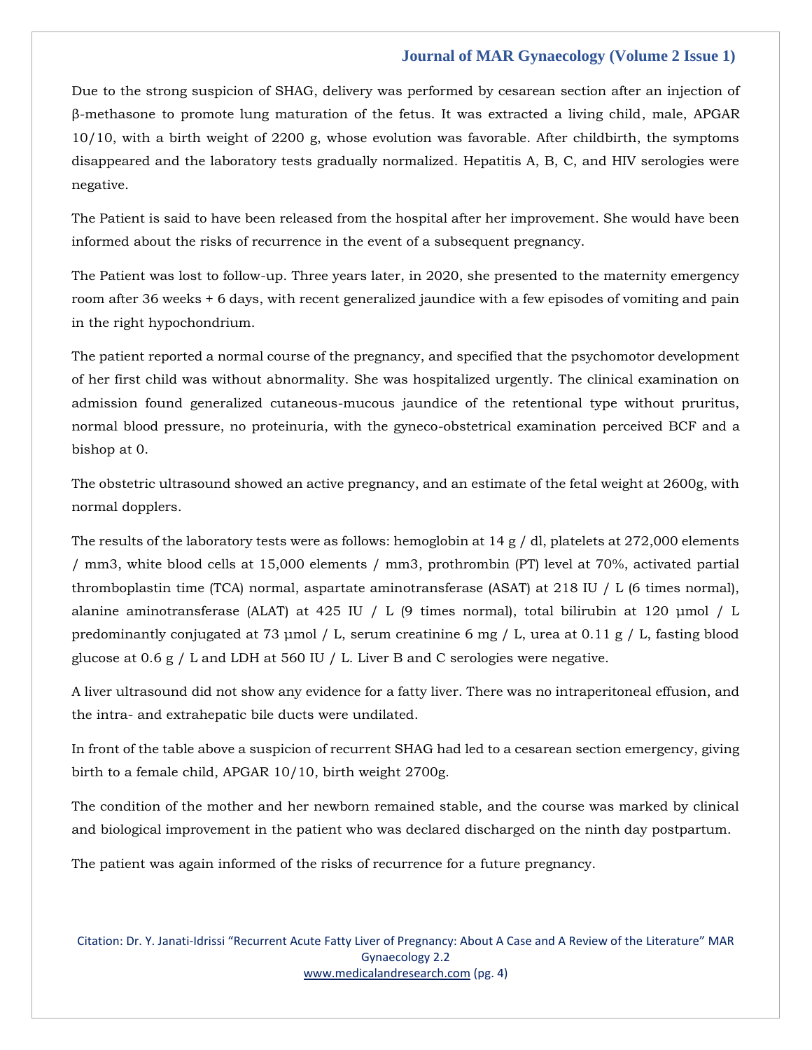Due to the strong suspicion of SHAG, delivery was performed by cesarean section after an injection of β-methasone to promote lung maturation of the fetus. It was extracted a living child, male, APGAR 10/10, with a birth weight of 2200 g, whose evolution was favorable. After childbirth, the symptoms disappeared and the laboratory tests gradually normalized. Hepatitis A, B, C, and HIV serologies were negative.

The Patient is said to have been released from the hospital after her improvement. She would have been informed about the risks of recurrence in the event of a subsequent pregnancy.

The Patient was lost to follow-up. Three years later, in 2020, she presented to the maternity emergency room after 36 weeks + 6 days, with recent generalized jaundice with a few episodes of vomiting and pain in the right hypochondrium.

The patient reported a normal course of the pregnancy, and specified that the psychomotor development of her first child was without abnormality. She was hospitalized urgently. The clinical examination on admission found generalized cutaneous-mucous jaundice of the retentional type without pruritus, normal blood pressure, no proteinuria, with the gyneco-obstetrical examination perceived BCF and a bishop at 0.

The obstetric ultrasound showed an active pregnancy, and an estimate of the fetal weight at 2600g, with normal dopplers.

The results of the laboratory tests were as follows: hemoglobin at 14 g / dl, platelets at 272,000 elements / mm3, white blood cells at 15,000 elements / mm3, prothrombin (PT) level at 70%, activated partial thromboplastin time (TCA) normal, aspartate aminotransferase (ASAT) at 218 IU / L (6 times normal), alanine aminotransferase (ALAT) at 425 IU / L (9 times normal), total bilirubin at 120 µmol / L predominantly conjugated at 73 µmol / L, serum creatinine 6 mg / L, urea at 0.11 g / L, fasting blood glucose at 0.6 g / L and LDH at 560 IU / L. Liver B and C serologies were negative.

A liver ultrasound did not show any evidence for a fatty liver. There was no intraperitoneal effusion, and the intra- and extrahepatic bile ducts were undilated.

In front of the table above a suspicion of recurrent SHAG had led to a cesarean section emergency, giving birth to a female child, APGAR 10/10, birth weight 2700g.

The condition of the mother and her newborn remained stable, and the course was marked by clinical and biological improvement in the patient who was declared discharged on the ninth day postpartum.

The patient was again informed of the risks of recurrence for a future pregnancy.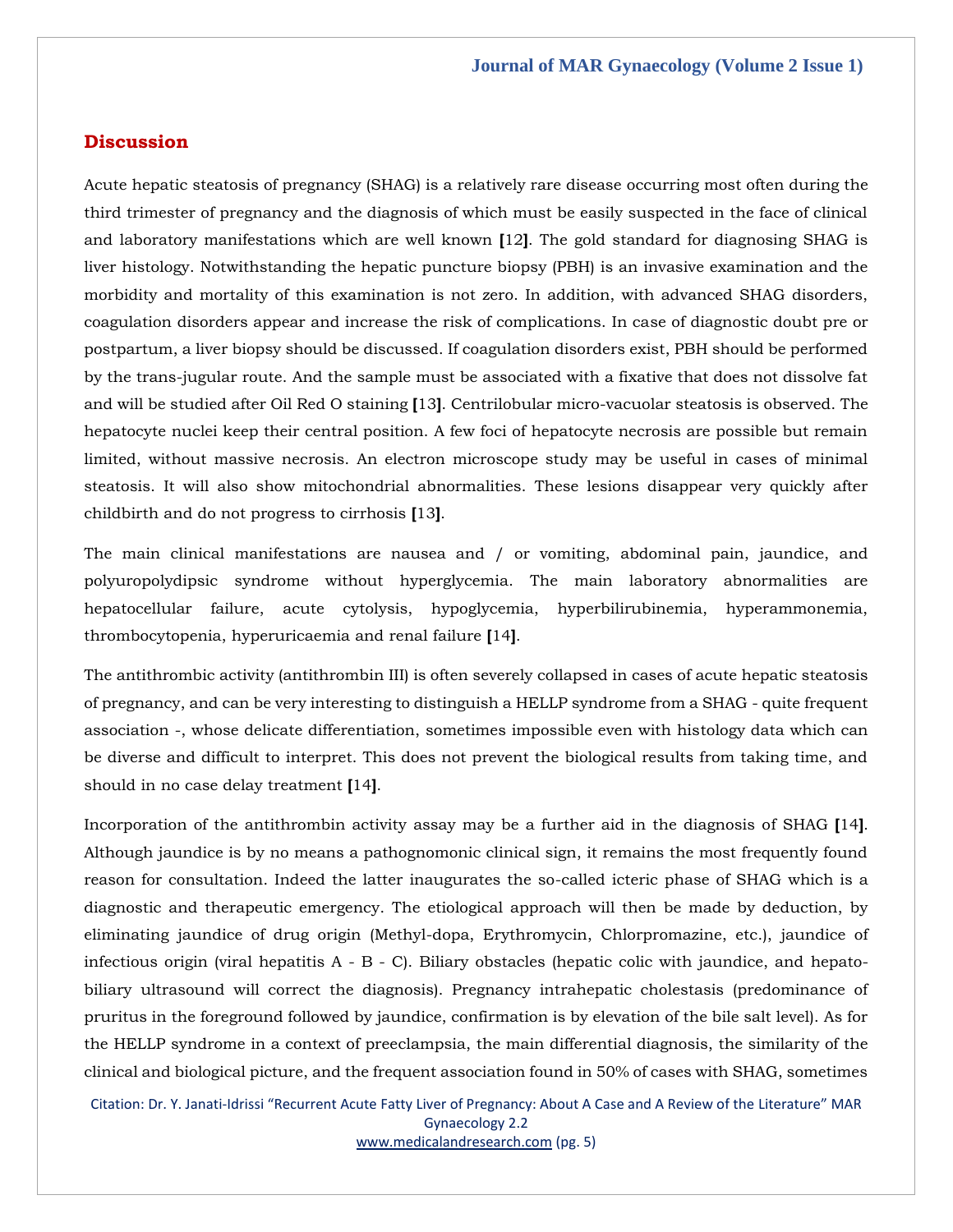## Discussion

Acute hepatic steatosis of pregnancy (SHAG) is a relatively rare disease occurring most often during the third trimester of pregnancy and the diagnosis of which must be easily suspected in the face of clinical and laboratory manifestations which are well known [12]. The gold standard for diagnosing SHAG is liver histology. Notwithstanding the hepatic puncture biopsy (PBH) is an invasive examination and the morbidity and mortality of this examination is not zero. In addition, with advanced SHAG disorders, coagulation disorders appear and increase the risk of complications. In case of diagnostic doubt pre or postpartum, a liver biopsy should be discussed. If coagulation disorders exist, PBH should be performed by the trans-jugular route. And the sample must be associated with a fixative that does not dissolve fat and will be studied after Oil Red O staining [13]. Centrilobular micro-vacuolar steatosis is observed. The hepatocyte nuclei keep their central position. A few foci of hepatocyte necrosis are possible but remain limited, without massive necrosis. An electron microscope study may be useful in cases of minimal steatosis. It will also show mitochondrial abnormalities. These lesions disappear very quickly after childbirth and do not progress to cirrhosis [13].

The main clinical manifestations are nausea and / or vomiting, abdominal pain, jaundice, and polyuropolydipsic syndrome without hyperglycemia. The main laboratory abnormalities are hepatocellular failure, acute cytolysis, hypoglycemia, hyperbilirubinemia, hyperammonemia, thrombocytopenia, hyperuricaemia and renal failure [14].

The antithrombic activity (antithrombin III) is often severely collapsed in cases of acute hepatic steatosis of pregnancy, and can be very interesting to distinguish a HELLP syndrome from a SHAG - quite frequent association -, whose delicate differentiation, sometimes impossible even with histology data which can be diverse and difficult to interpret. This does not prevent the biological results from taking time, and should in no case delay treatment [14].

Incorporation of the antithrombin activity assay may be a further aid in the diagnosis of SHAG [14]. Although jaundice is by no means a pathognomonic clinical sign, it remains the most frequently found reason for consultation. Indeed the latter inaugurates the so-called icteric phase of SHAG which is a diagnostic and therapeutic emergency. The etiological approach will then be made by deduction, by eliminating jaundice of drug origin (Methyl-dopa, Erythromycin, Chlorpromazine, etc.), jaundice of infectious origin (viral hepatitis A - B - C). Biliary obstacles (hepatic colic with jaundice, and hepato-biliary ultrasound will correct the diagnosis). Pregnancy intrahepatic cholestasis (predominance of pruritus in the foreground followed by jaundice, confirmation is by elevation of the bile salt level). As for the HELLP syndrome in a context of preeclampsia, the main differential diagnosis, the similarity of the clinical and biological picture, and the frequent association found in 50% of cases with SHAG, sometimes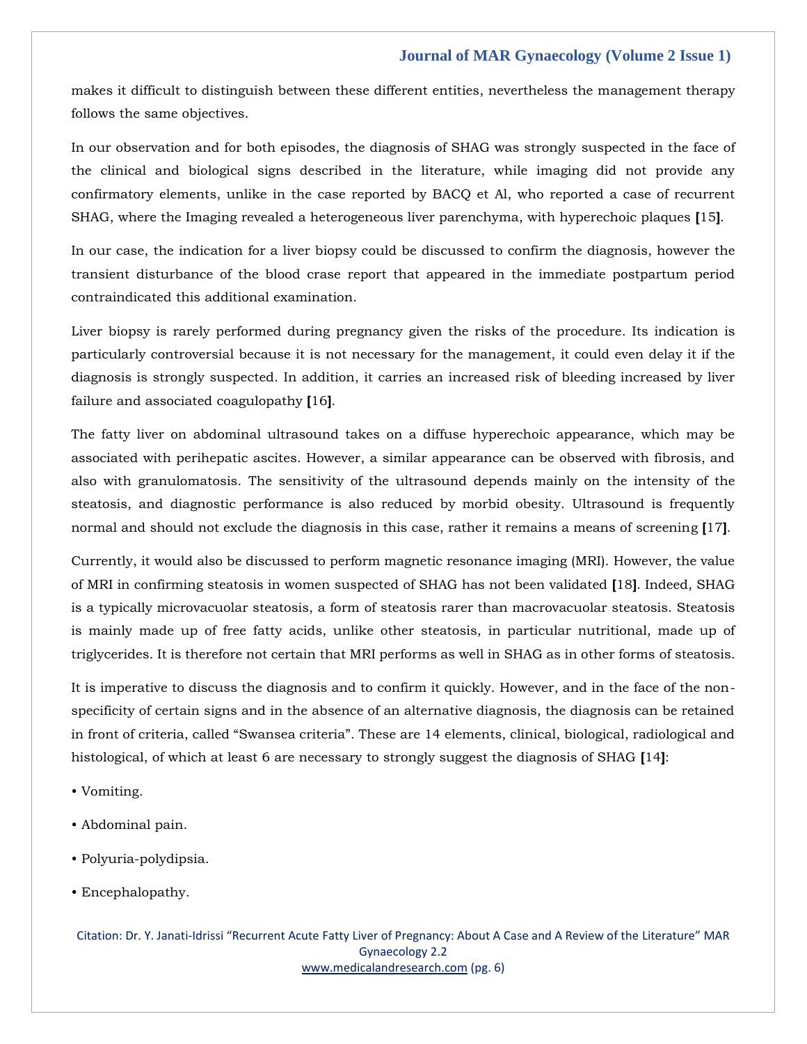makes it difficult to distinguish between these different entities, nevertheless the management therapy follows the same objectives.

In our observation and for both episodes, the diagnosis of SHAG was strongly suspected in the face of the clinical and biological signs described in the literature, while imaging did not provide any confirmatory elements, unlike in the case reported by BACQ et Al, who reported a case of recurrent SHAG, where the Imaging revealed a heterogeneous liver parenchyma, with hyperechoic plaques [15].

In our case, the indication for a liver biopsy could be discussed to confirm the diagnosis, however the transient disturbance of the blood crase report that appeared in the immediate postpartum period contraindicated this additional examination.

Liver biopsy is rarely performed during pregnancy given the risks of the procedure. Its indication is particularly controversial because it is not necessary for the management, it could even delay it if the diagnosis is strongly suspected. In addition, it carries an increased risk of bleeding increased by liver failure and associated coagulopathy [16].

The fatty liver on abdominal ultrasound takes on a diffuse hyperechoic appearance, which may be associated with perihepatic ascites. However, a similar appearance can be observed with fibrosis, and also with granulomatosis. The sensitivity of the ultrasound depends mainly on the intensity of the steatosis, and diagnostic performance is also reduced by morbid obesity. Ultrasound is frequently normal and should not exclude the diagnosis in this case, rather it remains a means of screening [17].

Currently, it would also be discussed to perform magnetic resonance imaging (MRI). However, the value of MRI in confirming steatosis in women suspected of SHAG has not been validated [18]. Indeed, SHAG is a typically microvacuolar steatosis, a form of steatosis rarer than macrovacuolar steatosis. Steatosis is mainly made up of free fatty acids, unlike other steatosis, in particular nutritional, made up of triglycerides. It is therefore not certain that MRI performs as well in SHAG as in other forms of steatosis.

It is imperative to discuss the diagnosis and to confirm it quickly. However, and in the face of the non-specificity of certain signs and in the absence of an alternative diagnosis, the diagnosis can be retained in front of criteria, called “Swansea criteria”. These are 14 elements, clinical, biological, radiological and histological, of which at least 6 are necessary to strongly suggest the diagnosis of SHAG [14]:

- Vomiting.
- Abdominal pain.
- Polyuria-polydipsia.
- Encephalopathy.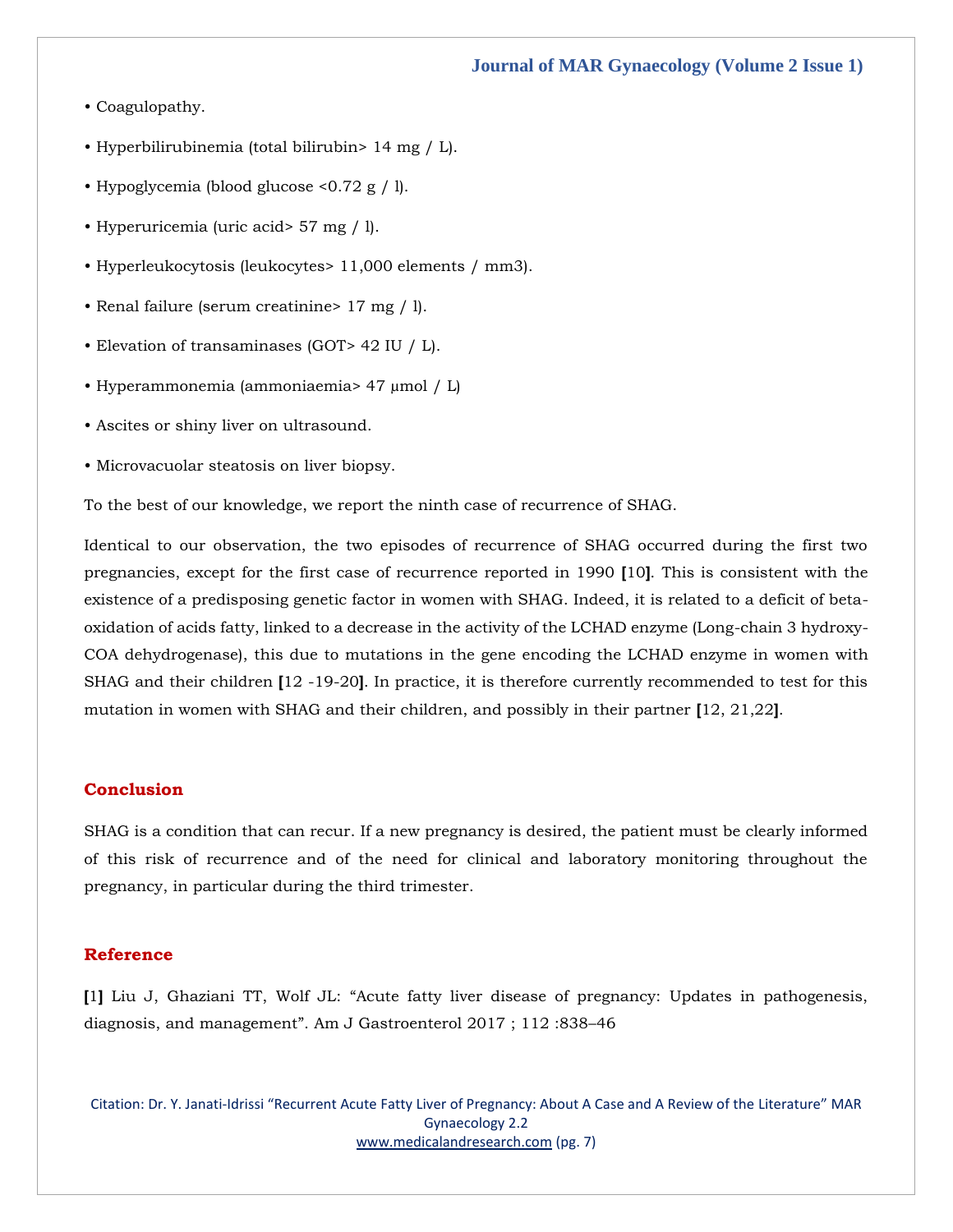- Coagulopathy.
- Hyperbilirubinemia (total bilirubin> 14 mg / L).
- Hypoglycemia (blood glucose <0.72 g / l).
- Hyperuricemia (uric acid> 57 mg / l).
- Hyperleukocytosis (leukocytes> 11,000 elements / mm3).
- Renal failure (serum creatinine> 17 mg / l).
- Elevation of transaminases (GOT> 42 IU / L).
- Hyperammonemia (ammoniaemia> 47 µmol / L)
- Ascites or shiny liver on ultrasound.
- Microvacuolar steatosis on liver biopsy.

To the best of our knowledge, we report the ninth case of recurrence of SHAG.

Identical to our observation, the two episodes of recurrence of SHAG occurred during the first two pregnancies, except for the first case of recurrence reported in 1990 **[**10**]**. This is consistent with the existence of a predisposing genetic factor in women with SHAG. Indeed, it is related to a deficit of beta-oxidation of acids fatty, linked to a decrease in the activity of the LCHAD enzyme (Long-chain 3 hydroxy-COA dehydrogenase), this due to mutations in the gene encoding the LCHAD enzyme in women with SHAG and their children **[**12 -19-20**]**. In practice, it is therefore currently recommended to test for this mutation in women with SHAG and their children, and possibly in their partner **[**12, 21,22**]**.

## Conclusion

SHAG is a condition that can recur. If a new pregnancy is desired, the patient must be clearly informed of this risk of recurrence and of the need for clinical and laboratory monitoring throughout the pregnancy, in particular during the third trimester.

## Reference

**[**1**]** Liu J, Ghaziani TT, Wolf JL: "Acute fatty liver disease of pregnancy: Updates in pathogenesis, diagnosis, and management". Am J Gastroenterol 2017 ; 112 :838–46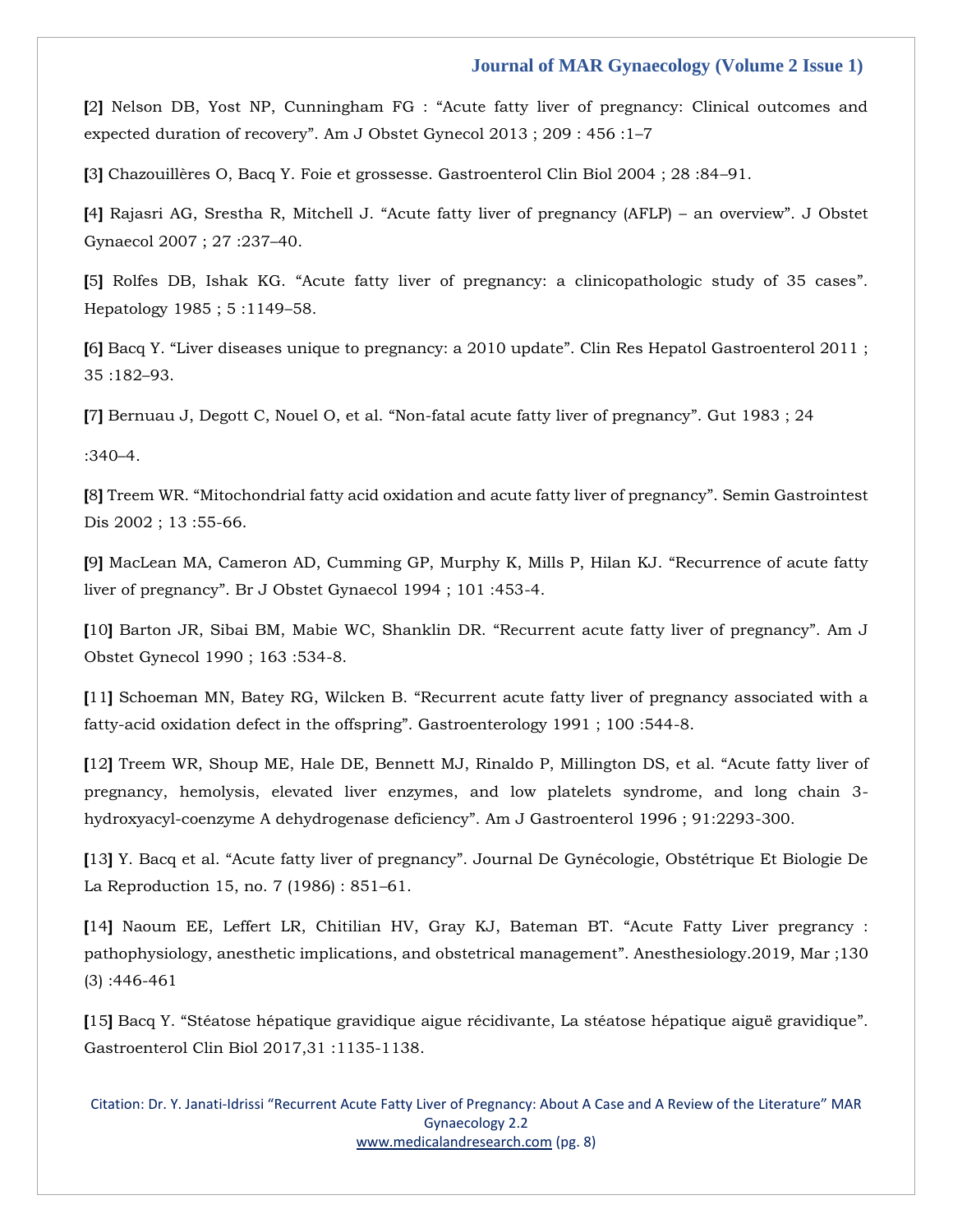**[2]** Nelson DB, Yost NP, Cunningham FG : “Acute fatty liver of pregnancy: Clinical outcomes and expected duration of recovery”. Am J Obstet Gynecol 2013 ; 209 : 456 :1–7

**[3]** Chazouillères O, Bacq Y. Foie et grossesse. Gastroenterol Clin Biol 2004 ; 28 :84–91.

**[4]** Rajasri AG, Srestha R, Mitchell J. “Acute fatty liver of pregnancy (AFLP) – an overview”. J Obstet Gynaecol 2007 ; 27 :237–40.

**[5]** Rolfes DB, Ishak KG. “Acute fatty liver of pregnancy: a clinicopathologic study of 35 cases”. Hepatology 1985 ; 5 :1149–58.

**[6]** Bacq Y. “Liver diseases unique to pregnancy: a 2010 update”. Clin Res Hepatol Gastroenterol 2011 ; 35 :182–93.

**[7]** Bernuau J, Degott C, Nouel O, et al. “Non-fatal acute fatty liver of pregnancy”. Gut 1983 ; 24 :340–4.

**[8]** Treem WR. “Mitochondrial fatty acid oxidation and acute fatty liver of pregnancy”. Semin Gastrointest Dis 2002 ; 13 :55-66.

**[9]** MacLean MA, Cameron AD, Cumming GP, Murphy K, Mills P, Hilan KJ. “Recurrence of acute fatty liver of pregnancy”. Br J Obstet Gynaecol 1994 ; 101 :453-4.

**[10]** Barton JR, Sibai BM, Mabie WC, Shanklin DR. “Recurrent acute fatty liver of pregnancy”. Am J Obstet Gynecol 1990 ; 163 :534-8.

**[11]** Schoeman MN, Batey RG, Wilcken B. “Recurrent acute fatty liver of pregnancy associated with a fatty-acid oxidation defect in the offspring”. Gastroenterology 1991 ; 100 :544-8.

**[12]** Treem WR, Shoup ME, Hale DE, Bennett MJ, Rinaldo P, Millington DS, et al. “Acute fatty liver of pregnancy, hemolysis, elevated liver enzymes, and low platelets syndrome, and long chain 3-hydroxyacyl-coenzyme A dehydrogenase deficiency”. Am J Gastroenterol 1996 ; 91:2293-300.

**[13]** Y. Bacq et al. “Acute fatty liver of pregnancy”. Journal De Gynécologie, Obstétrique Et Biologie De La Reproduction 15, no. 7 (1986) : 851–61.

**[14]** Naoum EE, Leffert LR, Chitilian HV, Gray KJ, Bateman BT. “Acute Fatty Liver pregrancy : pathophysiology, anesthetic implications, and obstetrical management”. Anesthesiology.2019, Mar ;130 (3) :446-461

**[15]** Bacq Y. “Stéatose hépatique gravidique aigue récidivante, La stéatose hépatique aiguë gravidique”. Gastroenterol Clin Biol 2017,31 :1135-1138.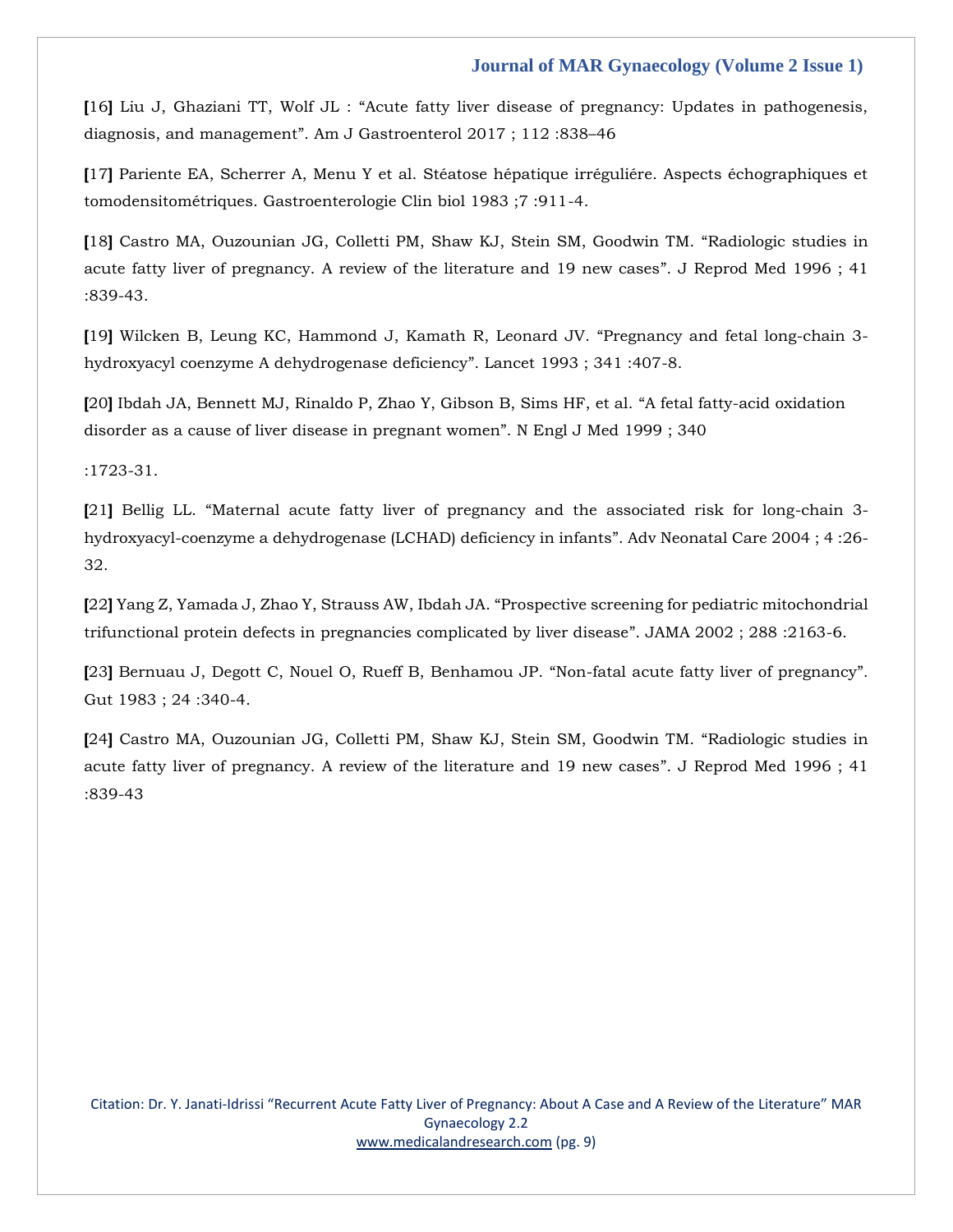[16] Liu J, Ghaziani TT, Wolf JL : "Acute fatty liver disease of pregnancy: Updates in pathogenesis, diagnosis, and management". Am J Gastroenterol 2017 ; 112 :838–46

[17] Pariente EA, Scherrer A, Menu Y et al. Stéatose hépatique irréguliére. Aspects échographiques et tomodensitométriques. Gastroenterologie Clin biol 1983 ;7 :911-4.

[18] Castro MA, Ouzounian JG, Colletti PM, Shaw KJ, Stein SM, Goodwin TM. "Radiologic studies in acute fatty liver of pregnancy. A review of the literature and 19 new cases". J Reprod Med 1996 ; 41 :839-43.

[19] Wilcken B, Leung KC, Hammond J, Kamath R, Leonard JV. "Pregnancy and fetal long-chain 3-hydroxyacyl coenzyme A dehydrogenase deficiency". Lancet 1993 ; 341 :407-8.

[20] Ibdah JA, Bennett MJ, Rinaldo P, Zhao Y, Gibson B, Sims HF, et al. "A fetal fatty-acid oxidation disorder as a cause of liver disease in pregnant women". N Engl J Med 1999 ; 340 :1723-31.

[21] Bellig LL. "Maternal acute fatty liver of pregnancy and the associated risk for long-chain 3-hydroxyacyl-coenzyme a dehydrogenase (LCHAD) deficiency in infants". Adv Neonatal Care 2004 ; 4 :26-32.

[22] Yang Z, Yamada J, Zhao Y, Strauss AW, Ibdah JA. "Prospective screening for pediatric mitochondrial trifunctional protein defects in pregnancies complicated by liver disease". JAMA 2002 ; 288 :2163-6.

[23] Bernuau J, Degott C, Nouel O, Rueff B, Benhamou JP. "Non-fatal acute fatty liver of pregnancy". Gut 1983 ; 24 :340-4.

[24] Castro MA, Ouzounian JG, Colletti PM, Shaw KJ, Stein SM, Goodwin TM. "Radiologic studies in acute fatty liver of pregnancy. A review of the literature and 19 new cases". J Reprod Med 1996 ; 41 :839-43